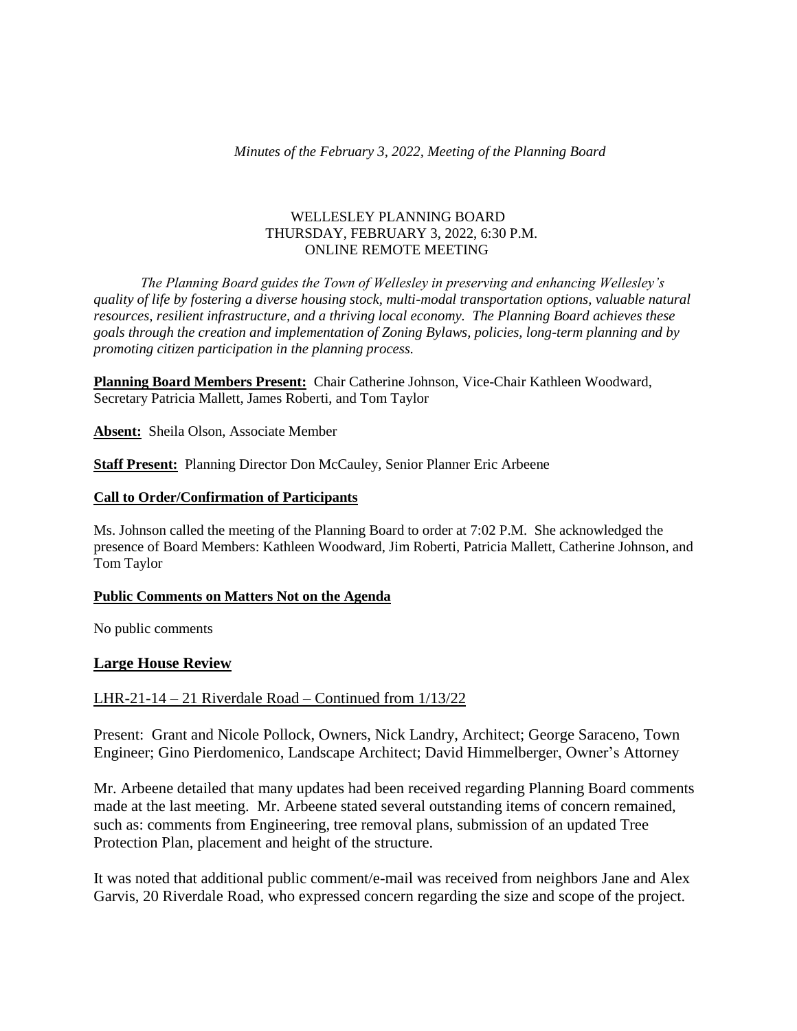*Minutes of the February 3, 2022, Meeting of the Planning Board*

WELLESLEY PLANNING BOARD
THURSDAY, FEBRUARY 3, 2022, 6:30 P.M.
ONLINE REMOTE MEETING

*The Planning Board guides the Town of Wellesley in preserving and enhancing Wellesley's quality of life by fostering a diverse housing stock, multi-modal transportation options, valuable natural resources, resilient infrastructure, and a thriving local economy. The Planning Board achieves these goals through the creation and implementation of Zoning Bylaws, policies, long-term planning and by promoting citizen participation in the planning process.*

**Planning Board Members Present:** Chair Catherine Johnson, Vice-Chair Kathleen Woodward, Secretary Patricia Mallett, James Roberti, and Tom Taylor

**Absent:** Sheila Olson, Associate Member

**Staff Present:** Planning Director Don McCauley, Senior Planner Eric Arbeene

**Call to Order/Confirmation of Participants**

Ms. Johnson called the meeting of the Planning Board to order at 7:02 P.M. She acknowledged the presence of Board Members: Kathleen Woodward, Jim Roberti, Patricia Mallett, Catherine Johnson, and Tom Taylor

**Public Comments on Matters Not on the Agenda**

No public comments

## Large House Review

LHR-21-14 – 21 Riverdale Road – Continued from 1/13/22

Present: Grant and Nicole Pollock, Owners, Nick Landry, Architect; George Saraceno, Town Engineer; Gino Pierdomenico, Landscape Architect; David Himmelberger, Owner's Attorney

Mr. Arbeene detailed that many updates had been received regarding Planning Board comments made at the last meeting. Mr. Arbeene stated several outstanding items of concern remained, such as: comments from Engineering, tree removal plans, submission of an updated Tree Protection Plan, placement and height of the structure.

It was noted that additional public comment/e-mail was received from neighbors Jane and Alex Garvis, 20 Riverdale Road, who expressed concern regarding the size and scope of the project.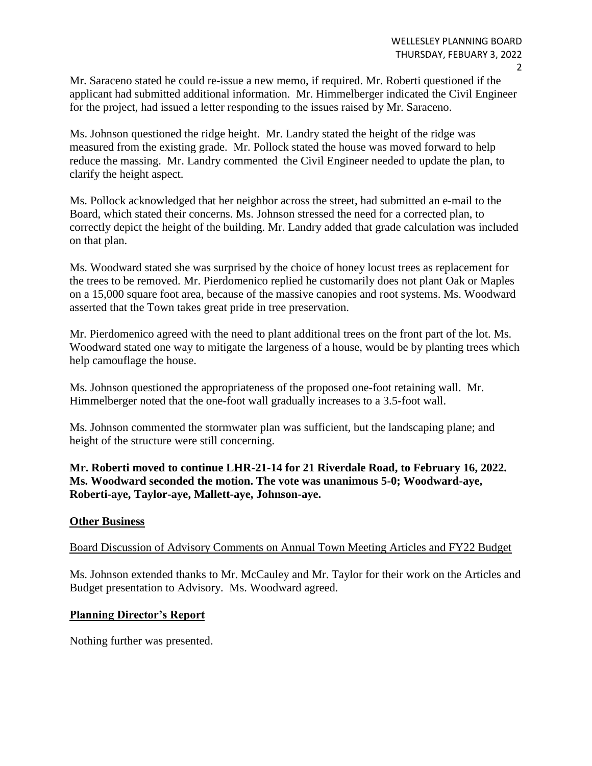Mr. Saraceno stated he could re-issue a new memo, if required. Mr. Roberti questioned if the applicant had submitted additional information. Mr. Himmelberger indicated the Civil Engineer for the project, had issued a letter responding to the issues raised by Mr. Saraceno.

Ms. Johnson questioned the ridge height. Mr. Landry stated the height of the ridge was measured from the existing grade. Mr. Pollock stated the house was moved forward to help reduce the massing. Mr. Landry commented the Civil Engineer needed to update the plan, to clarify the height aspect.

Ms. Pollock acknowledged that her neighbor across the street, had submitted an e-mail to the Board, which stated their concerns. Ms. Johnson stressed the need for a corrected plan, to correctly depict the height of the building. Mr. Landry added that grade calculation was included on that plan.

Ms. Woodward stated she was surprised by the choice of honey locust trees as replacement for the trees to be removed. Mr. Pierdomenico replied he customarily does not plant Oak or Maples on a 15,000 square foot area, because of the massive canopies and root systems. Ms. Woodward asserted that the Town takes great pride in tree preservation.

Mr. Pierdomenico agreed with the need to plant additional trees on the front part of the lot. Ms. Woodward stated one way to mitigate the largeness of a house, would be by planting trees which help camouflage the house.

Ms. Johnson questioned the appropriateness of the proposed one-foot retaining wall. Mr. Himmelberger noted that the one-foot wall gradually increases to a 3.5-foot wall.

Ms. Johnson commented the stormwater plan was sufficient, but the landscaping plane; and height of the structure were still concerning.

**Mr. Roberti moved to continue LHR-21-14 for 21 Riverdale Road, to February 16, 2022. Ms. Woodward seconded the motion. The vote was unanimous 5-0; Woodward-aye, Roberti-aye, Taylor-aye, Mallett-aye, Johnson-aye.**

## Other Business

Board Discussion of Advisory Comments on Annual Town Meeting Articles and FY22 Budget

Ms. Johnson extended thanks to Mr. McCauley and Mr. Taylor for their work on the Articles and Budget presentation to Advisory. Ms. Woodward agreed.

## Planning Director's Report

Nothing further was presented.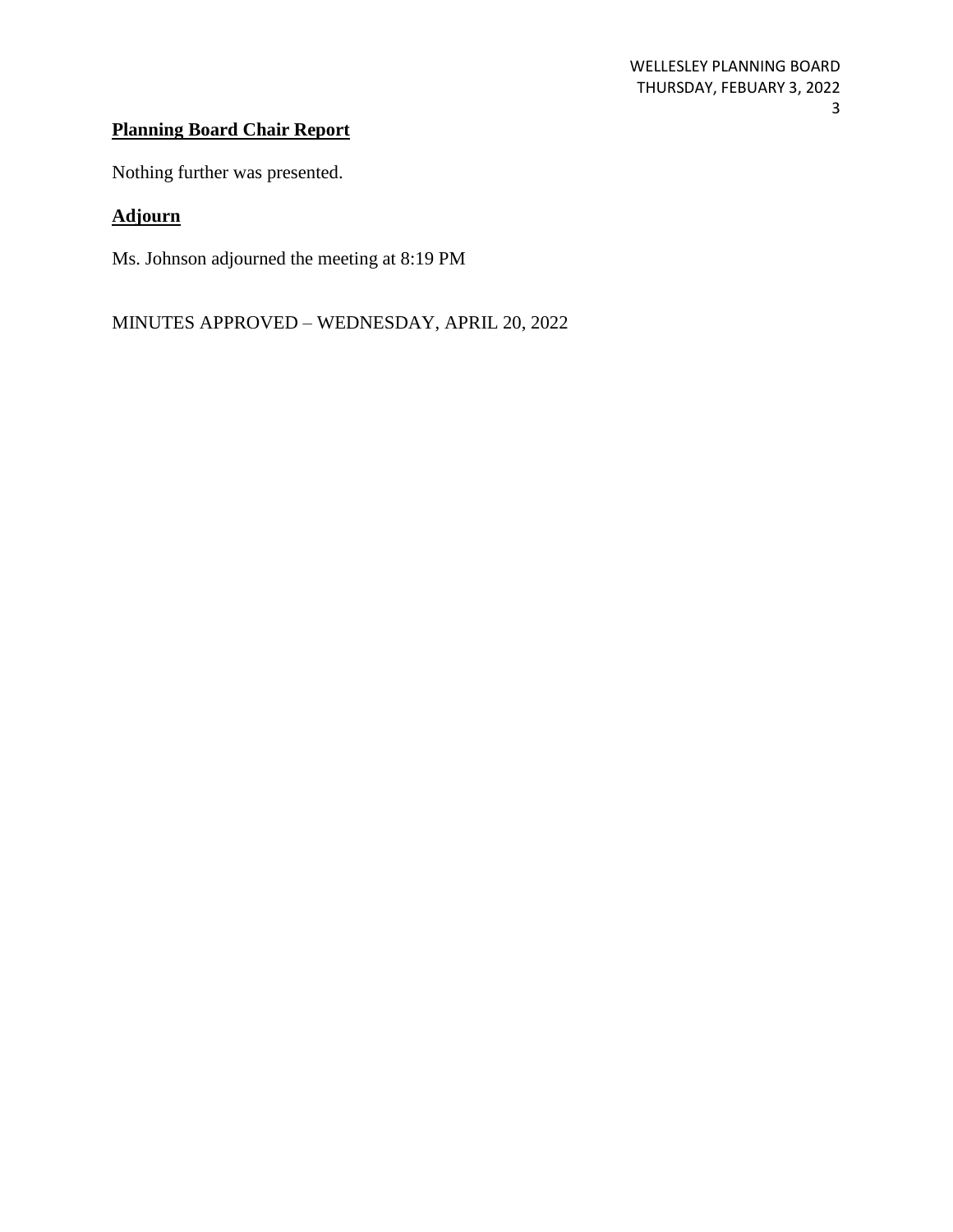## Planning Board Chair Report

Nothing further was presented.

## Adjourn

Ms. Johnson adjourned the meeting at 8:19 PM

MINUTES APPROVED – WEDNESDAY, APRIL 20, 2022